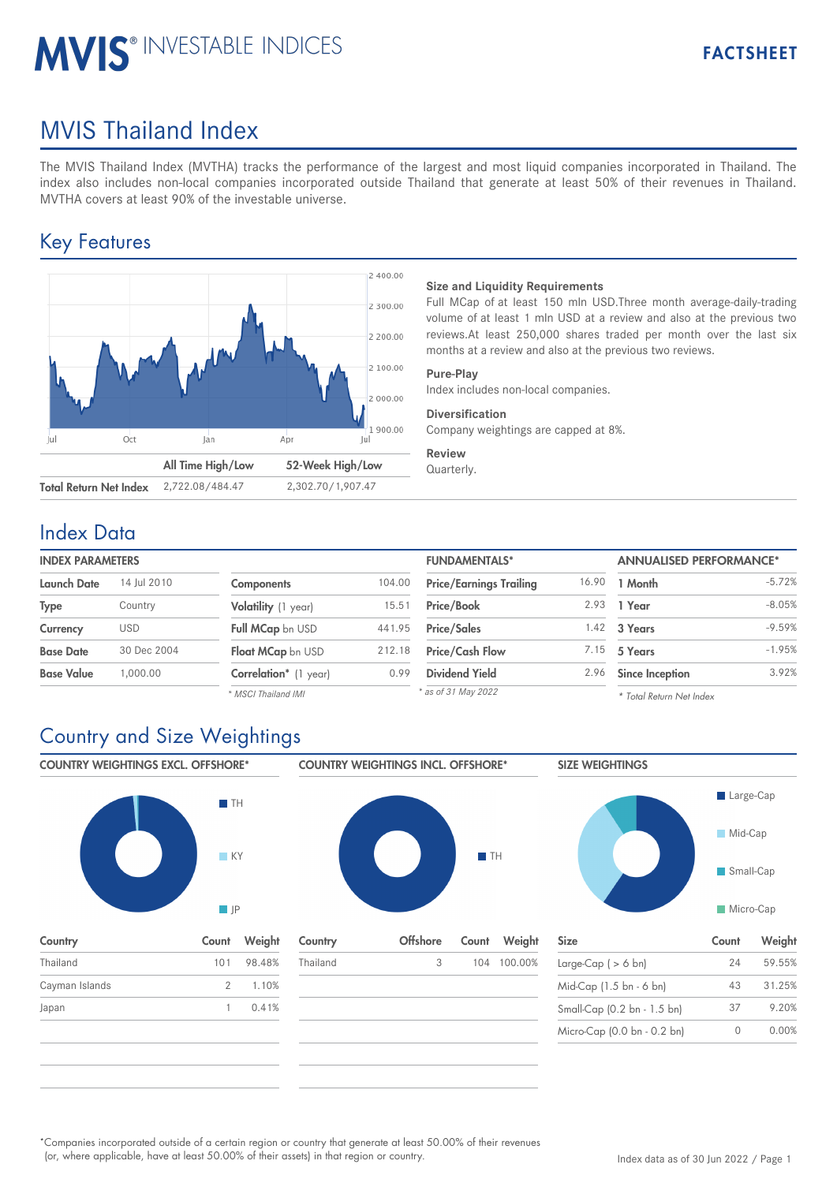# MVIS® INVESTABLE INDICES

FACTSHEET

# MVIS Thailand Index

The MVIS Thailand Index (MVTHA) tracks the performance of the largest and most liquid companies incorporated in Thailand. The index also includes non-local companies incorporated outside Thailand that generate at least 50% of their revenues in Thailand. MVTHA covers at least 90% of the investable universe.

## Key Features

| | All Time High/Low | 52-Week High/Low |
|---|---|---|
| **Total Return Net Index** | 2,722.08/484.47 | 2,302.70/1,907.47 |

**Size and Liquidity Requirements**
Full MCap of at least 150 mln USD.Three month average-daily-trading volume of at least 1 mln USD at a review and also at the previous two reviews.At least 250,000 shares traded per month over the last six months at a review and also at the previous two reviews.

**Pure-Play**
Index includes non-local companies.

**Diversification**
Company weightings are capped at 8%.

**Review**
Quarterly.

## Index Data

**INDEX PARAMETERS**

| | |
|---|---|
| **Launch Date** | 14 Jul 2010 |
| **Type** | Country |
| **Currency** | USD |
| **Base Date** | 30 Dec 2004 |
| **Base Value** | 1,000.00 |

| | |
|---|---|
| **Components** | 104.00 |
| **Volatility** (1 year) | 15.51 |
| **Full MCap** bn USD | 441.95 |
| **Float MCap** bn USD | 212.18 |
| **Correlation*** (1 year) | 0.99 |

*\* MSCI Thailand IMI*

**FUNDAMENTALS***

| | |
|---|---|
| **Price/Earnings Trailing** | 16.90 |
| **Price/Book** | 2.93 |
| **Price/Sales** | 1.42 |
| **Price/Cash Flow** | 7.15 |
| **Dividend Yield** | 2.96 |

*\* as of 31 May 2022*

**ANNUALISED PERFORMANCE***

| | |
|---|---|
| **1 Month** | -5.72% |
| **1 Year** | -8.05% |
| **3 Years** | -9.59% |
| **5 Years** | -1.95% |
| **Since Inception** | 3.92% |

*\* Total Return Net Index*

## Country and Size Weightings

**COUNTRY WEIGHTINGS EXCL. OFFSHORE***

| Country | Count | Weight |
|---|---|---|
| Thailand | 101 | 98.48% |
| Cayman Islands | 2 | 1.10% |
| Japan | 1 | 0.41% |

**COUNTRY WEIGHTINGS INCL. OFFSHORE***

| Country | Offshore | Count | Weight |
|---|---|---|---|
| Thailand | 3 | 104 | 100.00% |

**SIZE WEIGHTINGS**

| Size | Count | Weight |
|---|---|---|
| Large-Cap ( > 6 bn) | 24 | 59.55% |
| Mid-Cap (1.5 bn - 6 bn) | 43 | 31.25% |
| Small-Cap (0.2 bn - 1.5 bn) | 37 | 9.20% |
| Micro-Cap (0.0 bn - 0.2 bn) | 0 | 0.00% |

\*Companies incorporated outside of a certain region or country that generate at least 50.00% of their revenues (or, where applicable, have at least 50.00% of their assets) in that region or country.

Index data as of 30 Jun 2022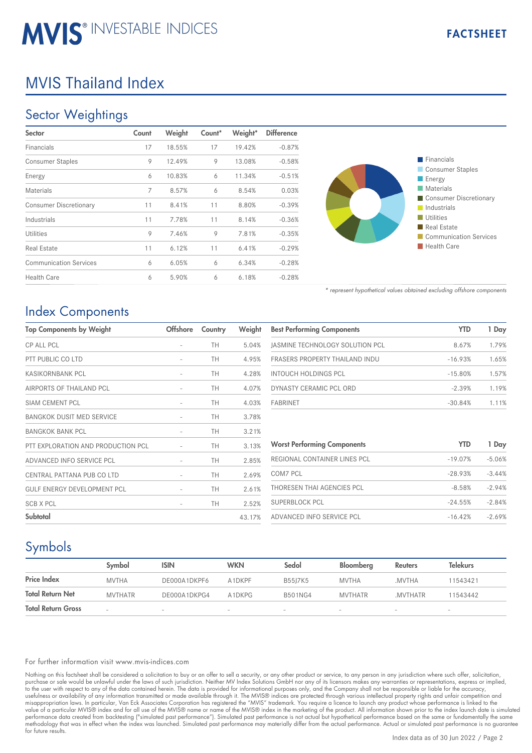# MVIS® INVESTABLE INDICES

FACTSHEET

# MVIS Thailand Index

## Sector Weightings

| Sector | Count | Weight | Count* | Weight* | Difference |
|---|---|---|---|---|---|
| Financials | 17 | 18.55% | 17 | 19.42% | -0.87% |
| Consumer Staples | 9 | 12.49% | 9 | 13.08% | -0.58% |
| Energy | 6 | 10.83% | 6 | 11.34% | -0.51% |
| Materials | 7 | 8.57% | 6 | 8.54% | 0.03% |
| Consumer Discretionary | 11 | 8.41% | 11 | 8.80% | -0.39% |
| Industrials | 11 | 7.78% | 11 | 8.14% | -0.36% |
| Utilities | 9 | 7.46% | 9 | 7.81% | -0.35% |
| Real Estate | 11 | 6.12% | 11 | 6.41% | -0.29% |
| Communication Services | 6 | 6.05% | 6 | 6.34% | -0.28% |
| Health Care | 6 | 5.90% | 6 | 6.18% | -0.28% |

Financials
Consumer Staples
Energy
Materials
Consumer Discretionary
Industrials
Utilities
Real Estate
Communication Services
Health Care

*\* represent hypothetical values obtained excluding offshore components*

## Index Components

| Top Components by Weight | Offshore | Country | Weight |
|---|---|---|---|
| CP ALL PCL | - | TH | 5.04% |
| PTT PUBLIC CO LTD | - | TH | 4.95% |
| KASIKORNBANK PCL | - | TH | 4.28% |
| AIRPORTS OF THAILAND PCL | - | TH | 4.07% |
| SIAM CEMENT PCL | - | TH | 4.03% |
| BANGKOK DUSIT MED SERVICE | - | TH | 3.78% |
| BANGKOK BANK PCL | - | TH | 3.21% |
| PTT EXPLORATION AND PRODUCTION PCL | - | TH | 3.13% |
| ADVANCED INFO SERVICE PCL | - | TH | 2.85% |
| CENTRAL PATTANA PUB CO LTD | - | TH | 2.69% |
| GULF ENERGY DEVELOPMENT PCL | - | TH | 2.61% |
| SCB X PCL | - | TH | 2.52% |
| **Subtotal** | | | 43.17% |

| Best Performing Components | YTD | 1 Day |
|---|---|---|
| JASMINE TECHNOLOGY SOLUTION PCL | 8.67% | 1.79% |
| FRASERS PROPERTY THAILAND INDU | -16.93% | 1.65% |
| INTOUCH HOLDINGS PCL | -15.80% | 1.57% |
| DYNASTY CERAMIC PCL ORD | -2.39% | 1.19% |
| FABRINET | -30.84% | 1.11% |

| Worst Performing Components | YTD | 1 Day |
|---|---|---|
| REGIONAL CONTAINER LINES PCL | -19.07% | -5.06% |
| COM7 PCL | -28.93% | -3.44% |
| THORESEN THAI AGENCIES PCL | -8.58% | -2.94% |
| SUPERBLOCK PCL | -24.55% | -2.84% |
| ADVANCED INFO SERVICE PCL | -16.42% | -2.69% |

## Symbols

| | Symbol | ISIN | WKN | Sedol | Bloomberg | Reuters | Telekurs |
|---|---|---|---|---|---|---|---|
| **Price Index** | MVTHA | DE000A1DKPF6 | A1DKPF | B55J7K5 | MVTHA | .MVTHA | 11543421 |
| **Total Return Net** | MVTHATR | DE000A1DKPG4 | A1DKPG | B501NG4 | MVTHATR | .MVTHATR | 11543442 |
| **Total Return Gross** | - | - | - | - | - | - | - |

For further information visit www.mvis-indices.com

Nothing on this factsheet shall be considered a solicitation to buy or an offer to sell a security, or any other product or service, to any person in any jurisdiction where such offer, solicitation, purchase or sale would be unlawful under the laws of such jurisdiction. Neither MV Index Solutions GmbH nor any of its licensors makes any warranties or representations, express or implied, to the user with respect to any of the data contained herein. The data is provided for informational purposes only, and the Company shall not be responsible or liable for the accuracy, usefulness or availability of any information transmitted or made available through it. The MVIS® indices are protected through various intellectual property rights and unfair competition and misappropriation laws. In particular, Van Eck Associates Corporation has registered the "MVIS" trademark. You require a licence to launch any product whose performance is linked to the value of a particular MVIS® index and for all use of the MVIS® name or name of the MVIS® index in the marketing of the product. All information shown prior to the index launch date is simulated performance data created from backtesting ("simulated past performance"). Simulated past performance is not actual but hypothetical performance based on the same or fundamentally the same methodology that was in effect when the index was launched. Simulated past performance may materially differ from the actual performance. Actual or simulated past performance is no guarantee for future results.

Index data as of 30 Jun 2022